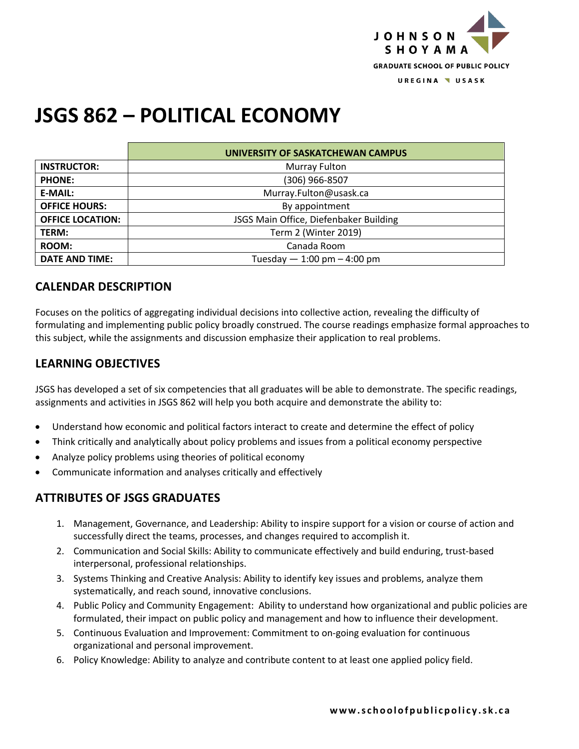JOHNSON SHOYAMA
GRADUATE SCHOOL OF PUBLIC POLICY
UREGINA USASK

# JSGS 862 – POLITICAL ECONOMY

| | UNIVERSITY OF SASKATCHEWAN CAMPUS |
|---|---|
| **INSTRUCTOR:** | Murray Fulton |
| **PHONE:** | (306) 966-8507 |
| **E-MAIL:** | Murray.Fulton@usask.ca |
| **OFFICE HOURS:** | By appointment |
| **OFFICE LOCATION:** | JSGS Main Office, Diefenbaker Building |
| **TERM:** | Term 2 (Winter 2019) |
| **ROOM:** | Canada Room |
| **DATE AND TIME:** | Tuesday — 1:00 pm – 4:00 pm |

## CALENDAR DESCRIPTION

Focuses on the politics of aggregating individual decisions into collective action, revealing the difficulty of formulating and implementing public policy broadly construed. The course readings emphasize formal approaches to this subject, while the assignments and discussion emphasize their application to real problems.

## LEARNING OBJECTIVES

JSGS has developed a set of six competencies that all graduates will be able to demonstrate. The specific readings, assignments and activities in JSGS 862 will help you both acquire and demonstrate the ability to:

- Understand how economic and political factors interact to create and determine the effect of policy
- Think critically and analytically about policy problems and issues from a political economy perspective
- Analyze policy problems using theories of political economy
- Communicate information and analyses critically and effectively

## ATTRIBUTES OF JSGS GRADUATES

1. Management, Governance, and Leadership: Ability to inspire support for a vision or course of action and successfully direct the teams, processes, and changes required to accomplish it.
2. Communication and Social Skills: Ability to communicate effectively and build enduring, trust-based interpersonal, professional relationships.
3. Systems Thinking and Creative Analysis: Ability to identify key issues and problems, analyze them systematically, and reach sound, innovative conclusions.
4. Public Policy and Community Engagement: Ability to understand how organizational and public policies are formulated, their impact on public policy and management and how to influence their development.
5. Continuous Evaluation and Improvement: Commitment to on-going evaluation for continuous organizational and personal improvement.
6. Policy Knowledge: Ability to analyze and contribute content to at least one applied policy field.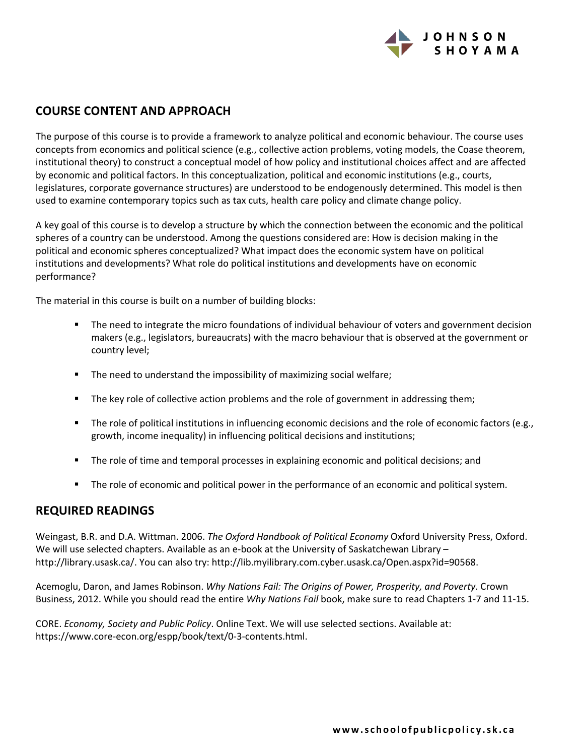## COURSE CONTENT AND APPROACH

The purpose of this course is to provide a framework to analyze political and economic behaviour. The course uses concepts from economics and political science (e.g., collective action problems, voting models, the Coase theorem, institutional theory) to construct a conceptual model of how policy and institutional choices affect and are affected by economic and political factors. In this conceptualization, political and economic institutions (e.g., courts, legislatures, corporate governance structures) are understood to be endogenously determined. This model is then used to examine contemporary topics such as tax cuts, health care policy and climate change policy.

A key goal of this course is to develop a structure by which the connection between the economic and the political spheres of a country can be understood. Among the questions considered are: How is decision making in the political and economic spheres conceptualized? What impact does the economic system have on political institutions and developments? What role do political institutions and developments have on economic performance?

The material in this course is built on a number of building blocks:

- The need to integrate the micro foundations of individual behaviour of voters and government decision makers (e.g., legislators, bureaucrats) with the macro behaviour that is observed at the government or country level;
- The need to understand the impossibility of maximizing social welfare;
- The key role of collective action problems and the role of government in addressing them;
- The role of political institutions in influencing economic decisions and the role of economic factors (e.g., growth, income inequality) in influencing political decisions and institutions;
- The role of time and temporal processes in explaining economic and political decisions; and
- The role of economic and political power in the performance of an economic and political system.

## REQUIRED READINGS

Weingast, B.R. and D.A. Wittman. 2006. *The Oxford Handbook of Political Economy* Oxford University Press, Oxford. We will use selected chapters. Available as an e-book at the University of Saskatchewan Library – http://library.usask.ca/. You can also try: http://lib.myilibrary.com.cyber.usask.ca/Open.aspx?id=90568.

Acemoglu, Daron, and James Robinson. *Why Nations Fail: The Origins of Power, Prosperity, and Poverty*. Crown Business, 2012. While you should read the entire *Why Nations Fail* book, make sure to read Chapters 1-7 and 11-15.

CORE. *Economy, Society and Public Policy*. Online Text. We will use selected sections. Available at: https://www.core-econ.org/espp/book/text/0-3-contents.html.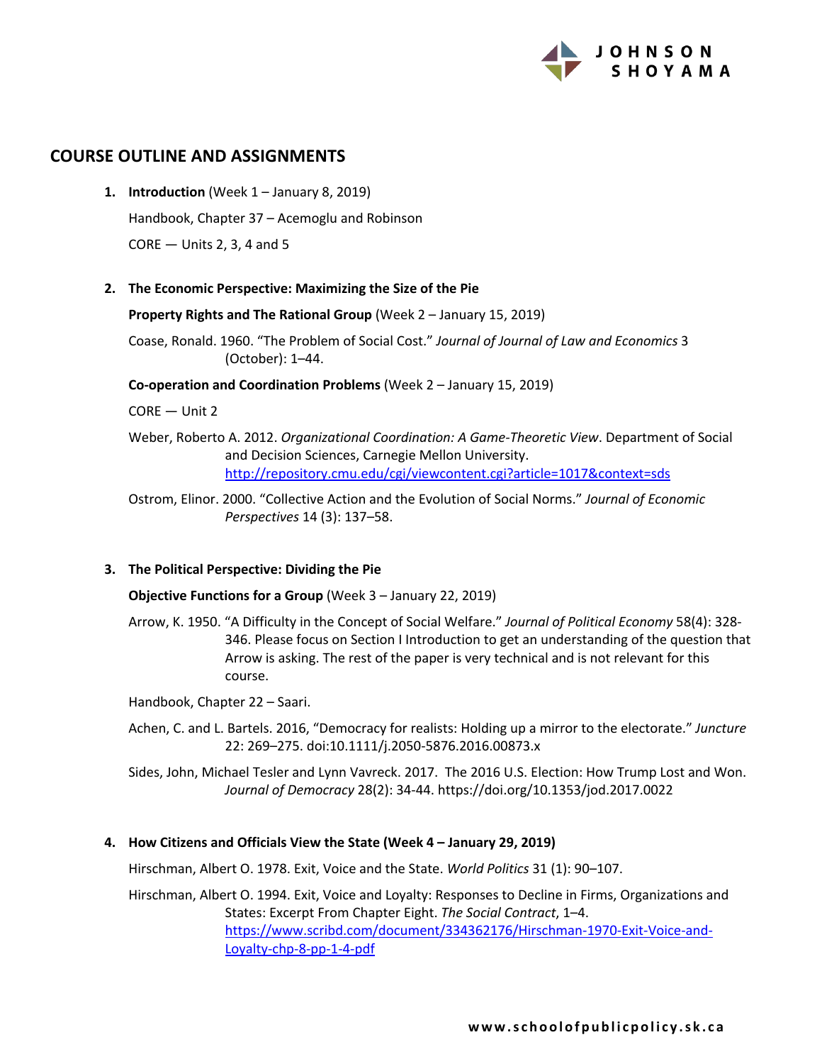## COURSE OUTLINE AND ASSIGNMENTS

1. **Introduction** (Week 1 – January 8, 2019)

   Handbook, Chapter 37 – Acemoglu and Robinson

   CORE — Units 2, 3, 4 and 5

2. **The Economic Perspective: Maximizing the Size of the Pie**

   **Property Rights and The Rational Group** (Week 2 – January 15, 2019)

   Coase, Ronald. 1960. "The Problem of Social Cost." *Journal of Journal of Law and Economics* 3 (October): 1–44.

   **Co-operation and Coordination Problems** (Week 2 – January 15, 2019)

   CORE — Unit 2

   Weber, Roberto A. 2012. *Organizational Coordination: A Game-Theoretic View*. Department of Social and Decision Sciences, Carnegie Mellon University. [http://repository.cmu.edu/cgi/viewcontent.cgi?article=1017&context=sds](http://repository.cmu.edu/cgi/viewcontent.cgi?article=1017&context=sds)

   Ostrom, Elinor. 2000. "Collective Action and the Evolution of Social Norms." *Journal of Economic Perspectives* 14 (3): 137–58.

3. **The Political Perspective: Dividing the Pie**

   **Objective Functions for a Group** (Week 3 – January 22, 2019)

   Arrow, K. 1950. "A Difficulty in the Concept of Social Welfare." *Journal of Political Economy* 58(4): 328-346. Please focus on Section I Introduction to get an understanding of the question that Arrow is asking. The rest of the paper is very technical and is not relevant for this course.

   Handbook, Chapter 22 – Saari.

   Achen, C. and L. Bartels. 2016, "Democracy for realists: Holding up a mirror to the electorate." *Juncture* 22: 269–275. doi:10.1111/j.2050-5876.2016.00873.x

   Sides, John, Michael Tesler and Lynn Vavreck. 2017. The 2016 U.S. Election: How Trump Lost and Won. *Journal of Democracy* 28(2): 34-44. https://doi.org/10.1353/jod.2017.0022

4. **How Citizens and Officials View the State (Week 4 – January 29, 2019)**

   Hirschman, Albert O. 1978. Exit, Voice and the State. *World Politics* 31 (1): 90–107.

   Hirschman, Albert O. 1994. Exit, Voice and Loyalty: Responses to Decline in Firms, Organizations and States: Excerpt From Chapter Eight. *The Social Contract*, 1–4. [https://www.scribd.com/document/334362176/Hirschman-1970-Exit-Voice-and-Loyalty-chp-8-pp-1-4-pdf](https://www.scribd.com/document/334362176/Hirschman-1970-Exit-Voice-and-Loyalty-chp-8-pp-1-4-pdf)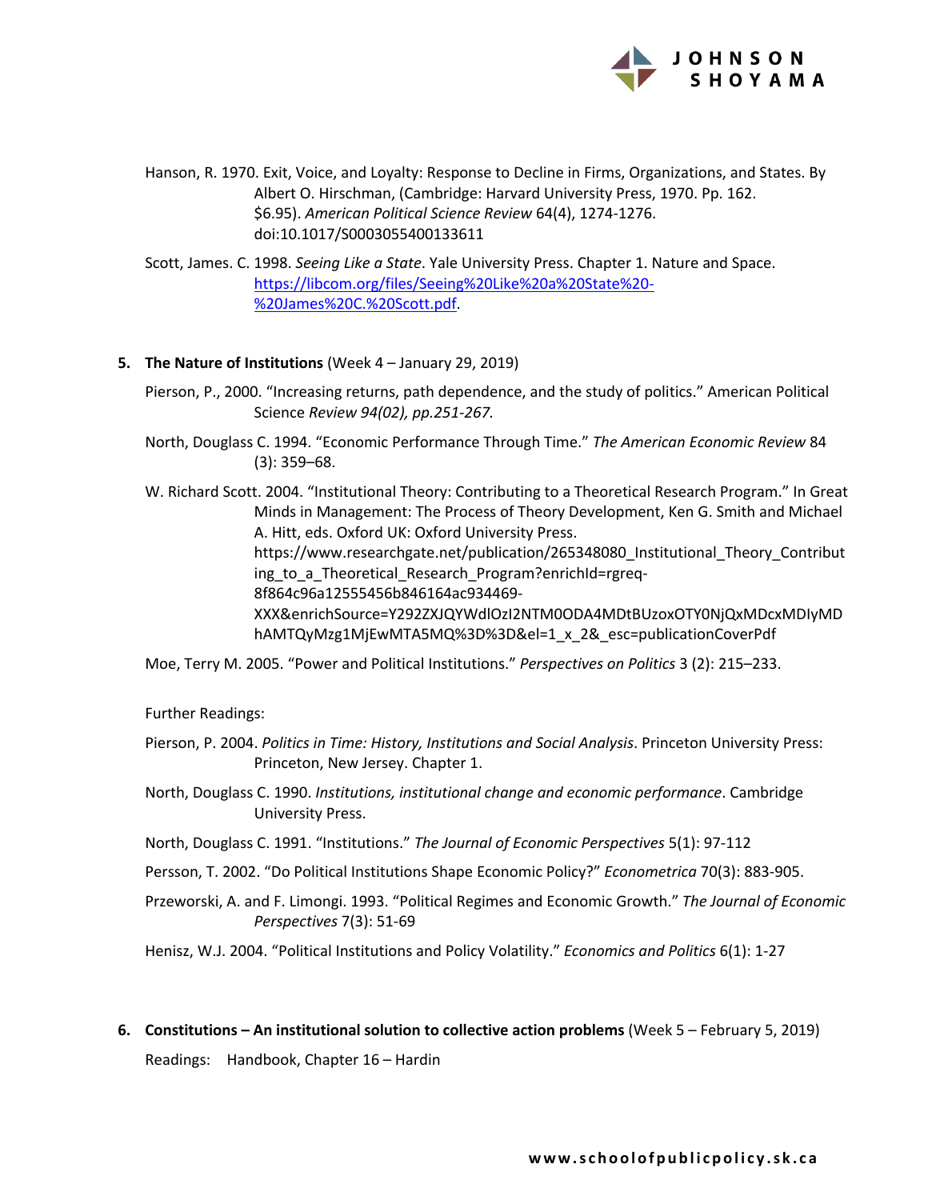Hanson, R. 1970. Exit, Voice, and Loyalty: Response to Decline in Firms, Organizations, and States. By Albert O. Hirschman, (Cambridge: Harvard University Press, 1970. Pp. 162. $6.95). *American Political Science Review* 64(4), 1274-1276. doi:10.1017/S0003055400133611

Scott, James. C. 1998. *Seeing Like a State*. Yale University Press. Chapter 1. Nature and Space. https://libcom.org/files/Seeing%20Like%20a%20State%20-%20James%20C.%20Scott.pdf.

5. **The Nature of Institutions** (Week 4 – January 29, 2019)

Pierson, P., 2000. "Increasing returns, path dependence, and the study of politics." American Political Science *Review 94(02), pp.251-267.*

North, Douglass C. 1994. "Economic Performance Through Time." *The American Economic Review* 84 (3): 359–68.

W. Richard Scott. 2004. "Institutional Theory: Contributing to a Theoretical Research Program." In Great Minds in Management: The Process of Theory Development, Ken G. Smith and Michael A. Hitt, eds. Oxford UK: Oxford University Press. https://www.researchgate.net/publication/265348080_Institutional_Theory_Contributing_to_a_Theoretical_Research_Program?enrichId=rgreq-8f864c96a12555456b846164ac934469-XXX&enrichSource=Y292ZXJQYWdlOzI2NTM0ODA4MDtBUzoxOTY0NjQxMDcxMDIyMDhAMTQyMzg1MjEwMTA5MQ%3D%3D&el=1_x_2&_esc=publicationCoverPdf

Moe, Terry M. 2005. "Power and Political Institutions." *Perspectives on Politics* 3 (2): 215–233.

Further Readings:

Pierson, P. 2004. *Politics in Time: History, Institutions and Social Analysis*. Princeton University Press: Princeton, New Jersey. Chapter 1.

North, Douglass C. 1990. *Institutions, institutional change and economic performance*. Cambridge University Press.

North, Douglass C. 1991. "Institutions." *The Journal of Economic Perspectives* 5(1): 97-112

Persson, T. 2002. "Do Political Institutions Shape Economic Policy?" *Econometrica* 70(3): 883-905.

Przeworski, A. and F. Limongi. 1993. "Political Regimes and Economic Growth." *The Journal of Economic Perspectives* 7(3): 51-69

Henisz, W.J. 2004. "Political Institutions and Policy Volatility." *Economics and Politics* 6(1): 1-27

6. **Constitutions – An institutional solution to collective action problems** (Week 5 – February 5, 2019)

Readings: Handbook, Chapter 16 – Hardin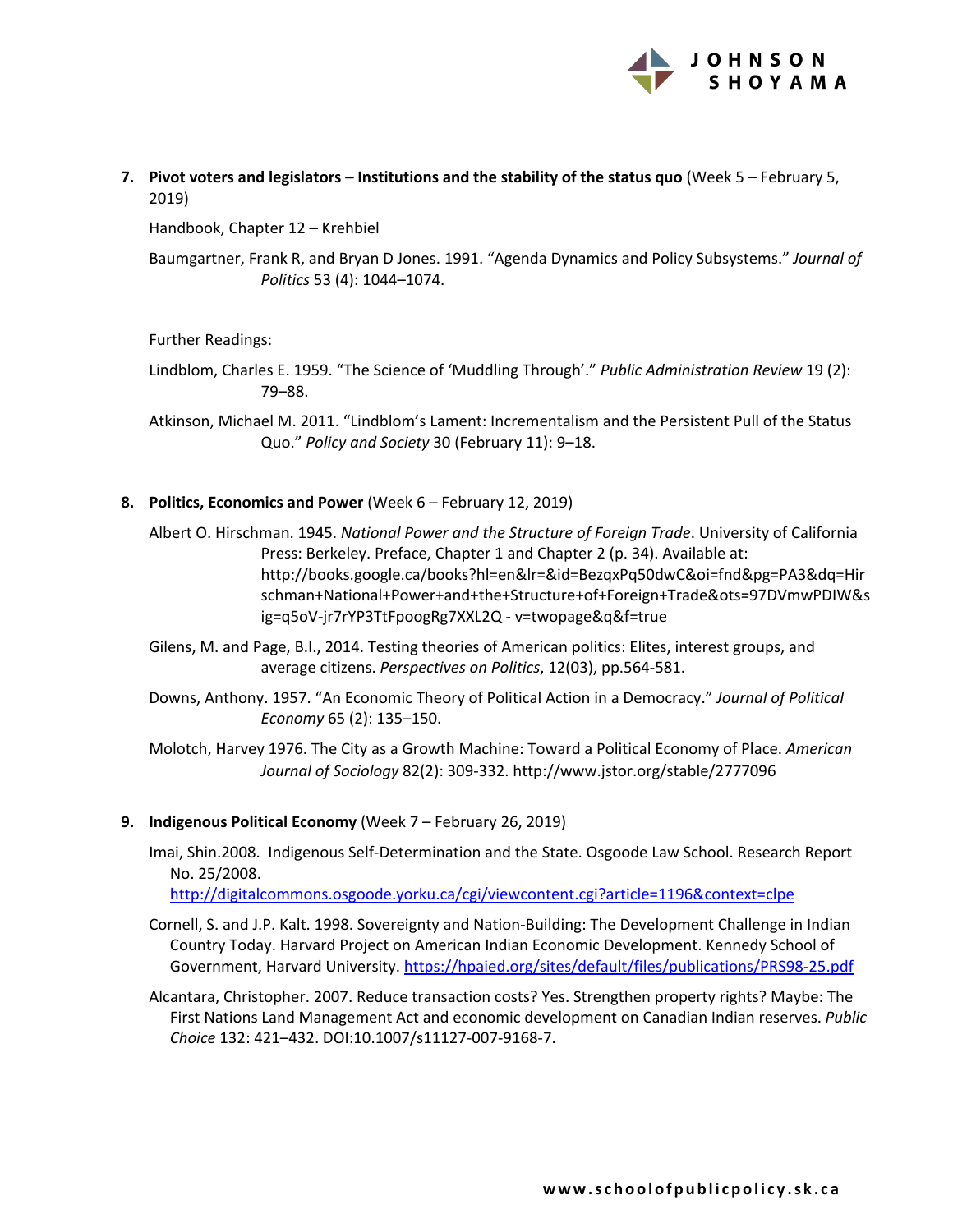7. **Pivot voters and legislators – Institutions and the stability of the status quo** (Week 5 – February 5, 2019)

   Handbook, Chapter 12 – Krehbiel

   Baumgartner, Frank R, and Bryan D Jones. 1991. "Agenda Dynamics and Policy Subsystems." *Journal of Politics* 53 (4): 1044–1074.

   Further Readings:

   Lindblom, Charles E. 1959. "The Science of 'Muddling Through'." *Public Administration Review* 19 (2): 79–88.

   Atkinson, Michael M. 2011. "Lindblom's Lament: Incrementalism and the Persistent Pull of the Status Quo." *Policy and Society* 30 (February 11): 9–18.

8. **Politics, Economics and Power** (Week 6 – February 12, 2019)

   Albert O. Hirschman. 1945. *National Power and the Structure of Foreign Trade*. University of California Press: Berkeley. Preface, Chapter 1 and Chapter 2 (p. 34). Available at: http://books.google.ca/books?hl=en&lr=&id=BezqxPq50dwC&oi=fnd&pg=PA3&dq=Hirschman+National+Power+and+the+Structure+of+Foreign+Trade&ots=97DVmwPDIW&sig=q5oV-jr7rYP3TtFpoogRg7XXL2Q - v=twopage&q&f=true

   Gilens, M. and Page, B.I., 2014. Testing theories of American politics: Elites, interest groups, and average citizens. *Perspectives on Politics*, 12(03), pp.564-581.

   Downs, Anthony. 1957. "An Economic Theory of Political Action in a Democracy." *Journal of Political Economy* 65 (2): 135–150.

   Molotch, Harvey 1976. The City as a Growth Machine: Toward a Political Economy of Place. *American Journal of Sociology* 82(2): 309-332. http://www.jstor.org/stable/2777096

9. **Indigenous Political Economy** (Week 7 – February 26, 2019)

   Imai, Shin.2008. Indigenous Self-Determination and the State. Osgoode Law School. Research Report No. 25/2008. http://digitalcommons.osgoode.yorku.ca/cgi/viewcontent.cgi?article=1196&context=clpe

   Cornell, S. and J.P. Kalt. 1998. Sovereignty and Nation-Building: The Development Challenge in Indian Country Today. Harvard Project on American Indian Economic Development. Kennedy School of Government, Harvard University. https://hpaied.org/sites/default/files/publications/PRS98-25.pdf

   Alcantara, Christopher. 2007. Reduce transaction costs? Yes. Strengthen property rights? Maybe: The First Nations Land Management Act and economic development on Canadian Indian reserves. *Public Choice* 132: 421–432. DOI:10.1007/s11127-007-9168-7.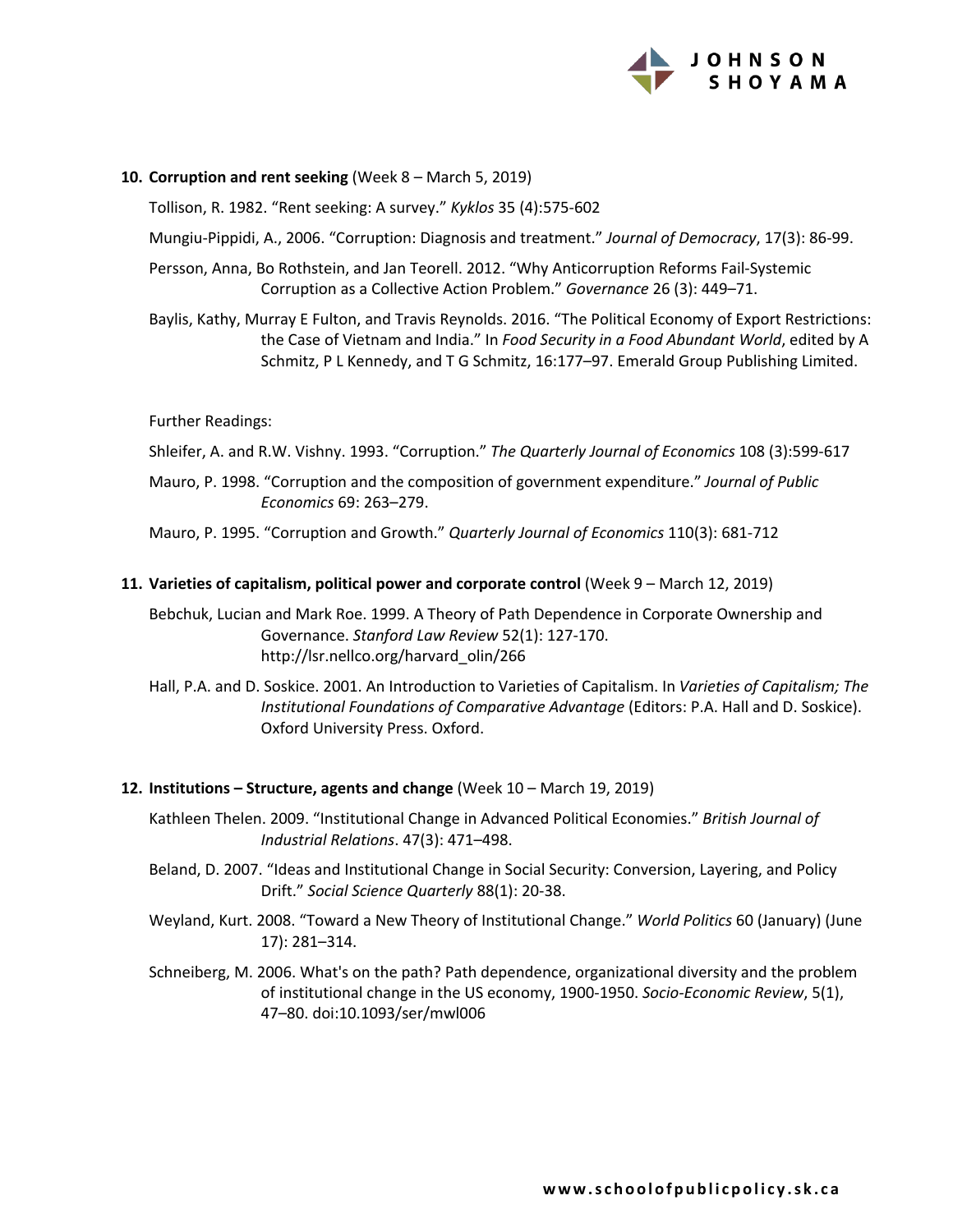**10. Corruption and rent seeking** (Week 8 – March 5, 2019)

Tollison, R. 1982. "Rent seeking: A survey." *Kyklos* 35 (4):575-602

Mungiu-Pippidi, A., 2006. "Corruption: Diagnosis and treatment." *Journal of Democracy*, 17(3): 86-99.

Persson, Anna, Bo Rothstein, and Jan Teorell. 2012. "Why Anticorruption Reforms Fail-Systemic Corruption as a Collective Action Problem." *Governance* 26 (3): 449–71.

Baylis, Kathy, Murray E Fulton, and Travis Reynolds. 2016. "The Political Economy of Export Restrictions: the Case of Vietnam and India." In *Food Security in a Food Abundant World*, edited by A Schmitz, P L Kennedy, and T G Schmitz, 16:177–97. Emerald Group Publishing Limited.

Further Readings:

Shleifer, A. and R.W. Vishny. 1993. "Corruption." *The Quarterly Journal of Economics* 108 (3):599-617

Mauro, P. 1998. "Corruption and the composition of government expenditure." *Journal of Public Economics* 69: 263–279.

Mauro, P. 1995. "Corruption and Growth." *Quarterly Journal of Economics* 110(3): 681-712

**11. Varieties of capitalism, political power and corporate control** (Week 9 – March 12, 2019)

Bebchuk, Lucian and Mark Roe. 1999. A Theory of Path Dependence in Corporate Ownership and Governance. *Stanford Law Review* 52(1): 127-170. http://lsr.nellco.org/harvard_olin/266

Hall, P.A. and D. Soskice. 2001. An Introduction to Varieties of Capitalism. In *Varieties of Capitalism; The Institutional Foundations of Comparative Advantage* (Editors: P.A. Hall and D. Soskice). Oxford University Press. Oxford.

**12. Institutions – Structure, agents and change** (Week 10 – March 19, 2019)

Kathleen Thelen. 2009. "Institutional Change in Advanced Political Economies." *British Journal of Industrial Relations*. 47(3): 471–498.

Beland, D. 2007. "Ideas and Institutional Change in Social Security: Conversion, Layering, and Policy Drift." *Social Science Quarterly* 88(1): 20-38.

Weyland, Kurt. 2008. "Toward a New Theory of Institutional Change." *World Politics* 60 (January) (June 17): 281–314.

Schneiberg, M. 2006. What's on the path? Path dependence, organizational diversity and the problem of institutional change in the US economy, 1900-1950. *Socio-Economic Review*, 5(1), 47–80. doi:10.1093/ser/mwl006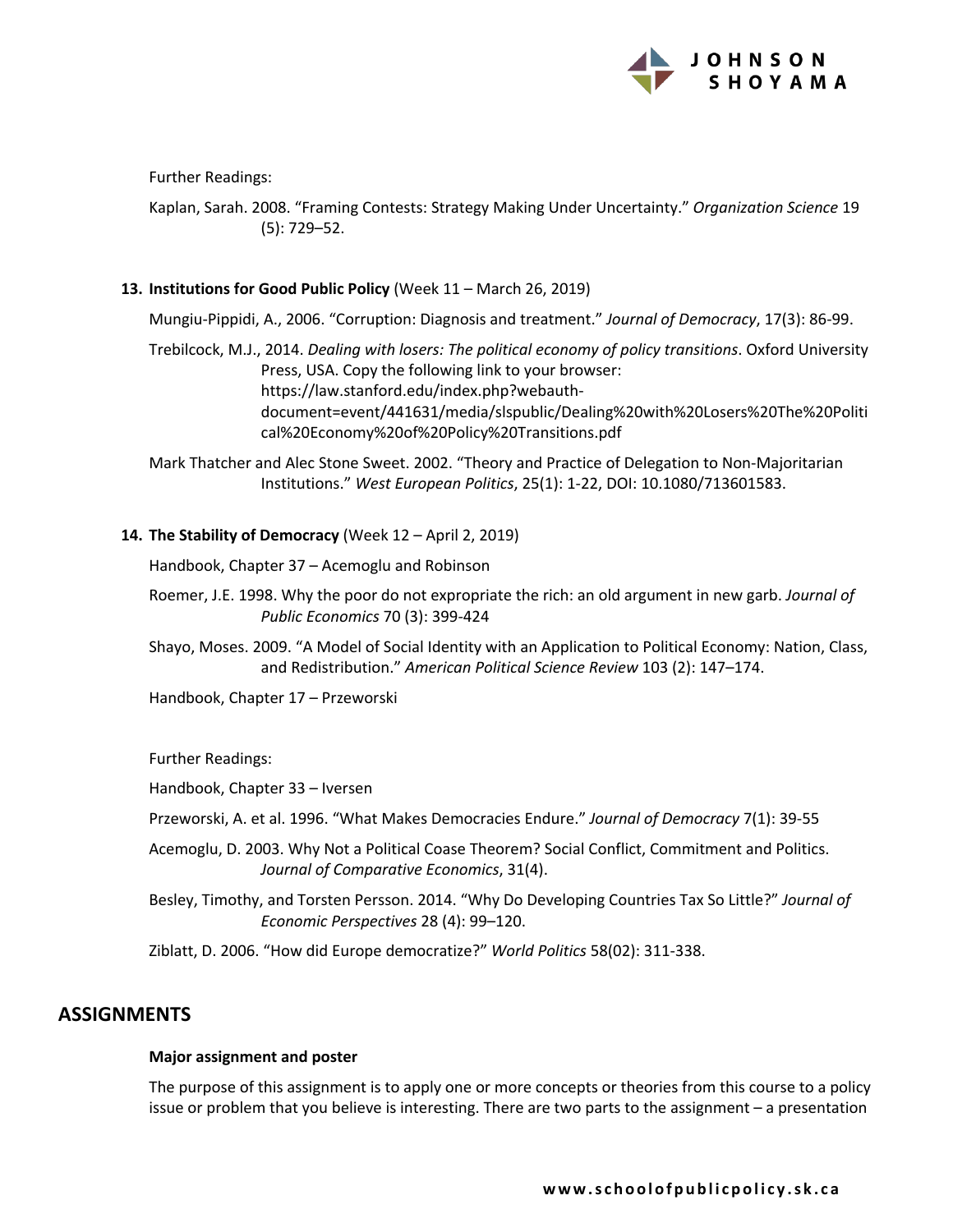Further Readings:

Kaplan, Sarah. 2008. "Framing Contests: Strategy Making Under Uncertainty." *Organization Science* 19 (5): 729–52.

13. **Institutions for Good Public Policy** (Week 11 – March 26, 2019)

Mungiu-Pippidi, A., 2006. "Corruption: Diagnosis and treatment." *Journal of Democracy*, 17(3): 86-99.

Trebilcock, M.J., 2014. *Dealing with losers: The political economy of policy transitions*. Oxford University Press, USA. Copy the following link to your browser: https://law.stanford.edu/index.php?webauth-document=event/441631/media/slspublic/Dealing%20with%20Losers%20The%20Political%20Economy%20of%20Policy%20Transitions.pdf

Mark Thatcher and Alec Stone Sweet. 2002. "Theory and Practice of Delegation to Non-Majoritarian Institutions." *West European Politics*, 25(1): 1-22, DOI: 10.1080/713601583.

14. **The Stability of Democracy** (Week 12 – April 2, 2019)

Handbook, Chapter 37 – Acemoglu and Robinson

Roemer, J.E. 1998. Why the poor do not expropriate the rich: an old argument in new garb. *Journal of Public Economics* 70 (3): 399-424

Shayo, Moses. 2009. "A Model of Social Identity with an Application to Political Economy: Nation, Class, and Redistribution." *American Political Science Review* 103 (2): 147–174.

Handbook, Chapter 17 – Przeworski

Further Readings:

Handbook, Chapter 33 – Iversen

Przeworski, A. et al. 1996. "What Makes Democracies Endure." *Journal of Democracy* 7(1): 39-55

Acemoglu, D. 2003. Why Not a Political Coase Theorem? Social Conflict, Commitment and Politics. *Journal of Comparative Economics*, 31(4).

Besley, Timothy, and Torsten Persson. 2014. "Why Do Developing Countries Tax So Little?" *Journal of Economic Perspectives* 28 (4): 99–120.

Ziblatt, D. 2006. "How did Europe democratize?" *World Politics* 58(02): 311-338.

## ASSIGNMENTS

**Major assignment and poster**

The purpose of this assignment is to apply one or more concepts or theories from this course to a policy issue or problem that you believe is interesting. There are two parts to the assignment – a presentation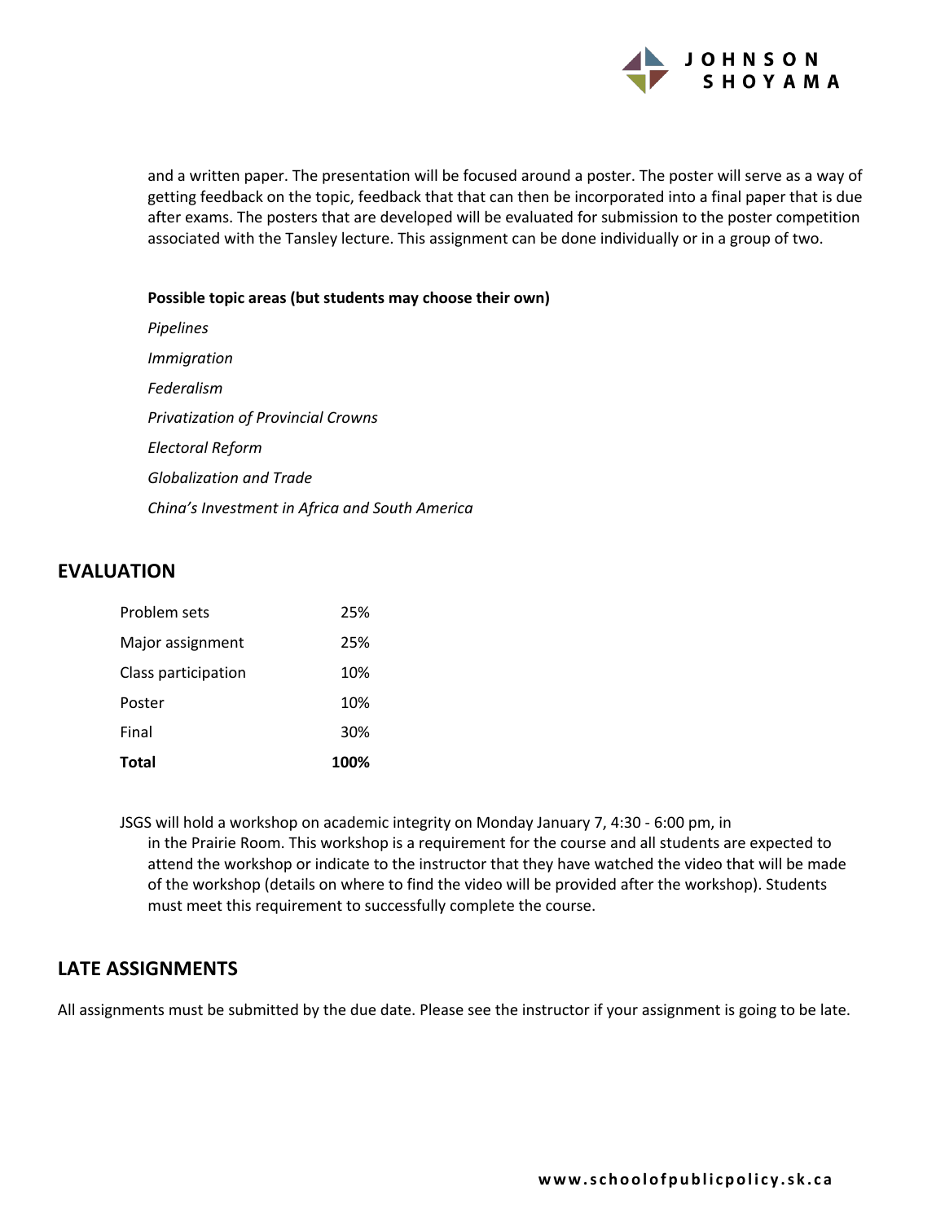and a written paper. The presentation will be focused around a poster. The poster will serve as a way of getting feedback on the topic, feedback that that can then be incorporated into a final paper that is due after exams. The posters that are developed will be evaluated for submission to the poster competition associated with the Tansley lecture. This assignment can be done individually or in a group of two.

**Possible topic areas (but students may choose their own)**

*Pipelines*

*Immigration*

*Federalism*

*Privatization of Provincial Crowns*

*Electoral Reform*

*Globalization and Trade*

*China's Investment in Africa and South America*

## EVALUATION

| | |
|---|---|
| Problem sets | 25% |
| Major assignment | 25% |
| Class participation | 10% |
| Poster | 10% |
| Final | 30% |
| **Total** | **100%** |

JSGS will hold a workshop on academic integrity on Monday January 7, 4:30 - 6:00 pm, in in the Prairie Room. This workshop is a requirement for the course and all students are expected to attend the workshop or indicate to the instructor that they have watched the video that will be made of the workshop (details on where to find the video will be provided after the workshop). Students must meet this requirement to successfully complete the course.

## LATE ASSIGNMENTS

All assignments must be submitted by the due date. Please see the instructor if your assignment is going to be late.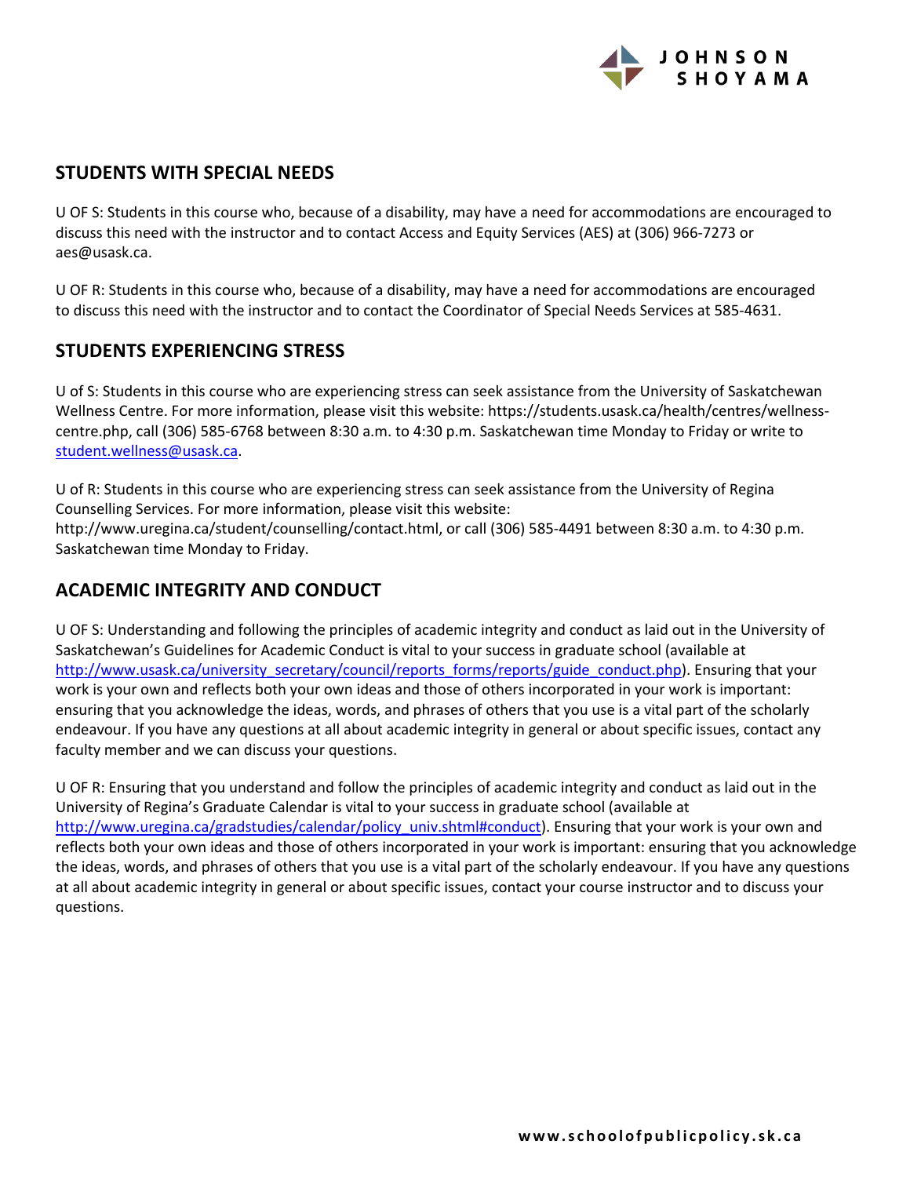## STUDENTS WITH SPECIAL NEEDS

U OF S: Students in this course who, because of a disability, may have a need for accommodations are encouraged to discuss this need with the instructor and to contact Access and Equity Services (AES) at (306) 966-7273 or aes@usask.ca.

U OF R: Students in this course who, because of a disability, may have a need for accommodations are encouraged to discuss this need with the instructor and to contact the Coordinator of Special Needs Services at 585-4631.

## STUDENTS EXPERIENCING STRESS

U of S: Students in this course who are experiencing stress can seek assistance from the University of Saskatchewan Wellness Centre. For more information, please visit this website: https://students.usask.ca/health/centres/wellness-centre.php, call (306) 585-6768 between 8:30 a.m. to 4:30 p.m. Saskatchewan time Monday to Friday or write to student.wellness@usask.ca.

U of R: Students in this course who are experiencing stress can seek assistance from the University of Regina Counselling Services. For more information, please visit this website: http://www.uregina.ca/student/counselling/contact.html, or call (306) 585-4491 between 8:30 a.m. to 4:30 p.m. Saskatchewan time Monday to Friday.

## ACADEMIC INTEGRITY AND CONDUCT

U OF S: Understanding and following the principles of academic integrity and conduct as laid out in the University of Saskatchewan's Guidelines for Academic Conduct is vital to your success in graduate school (available at http://www.usask.ca/university_secretary/council/reports_forms/reports/guide_conduct.php). Ensuring that your work is your own and reflects both your own ideas and those of others incorporated in your work is important: ensuring that you acknowledge the ideas, words, and phrases of others that you use is a vital part of the scholarly endeavour. If you have any questions at all about academic integrity in general or about specific issues, contact any faculty member and we can discuss your questions.

U OF R: Ensuring that you understand and follow the principles of academic integrity and conduct as laid out in the University of Regina's Graduate Calendar is vital to your success in graduate school (available at http://www.uregina.ca/gradstudies/calendar/policy_univ.shtml#conduct). Ensuring that your work is your own and reflects both your own ideas and those of others incorporated in your work is important: ensuring that you acknowledge the ideas, words, and phrases of others that you use is a vital part of the scholarly endeavour. If you have any questions at all about academic integrity in general or about specific issues, contact your course instructor and to discuss your questions.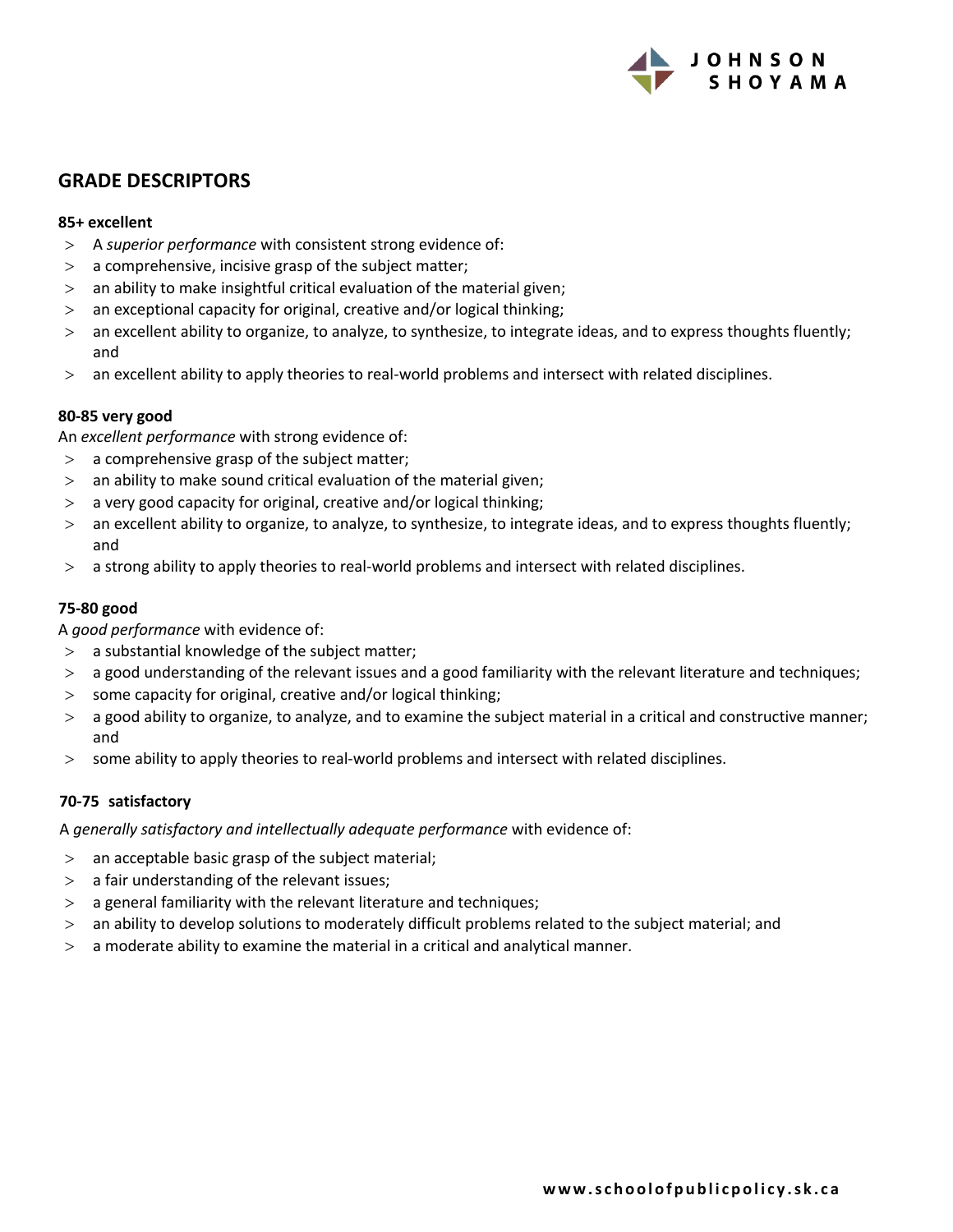## GRADE DESCRIPTORS

**85+ excellent**

- A *superior performance* with consistent strong evidence of:
- a comprehensive, incisive grasp of the subject matter;
- an ability to make insightful critical evaluation of the material given;
- an exceptional capacity for original, creative and/or logical thinking;
- an excellent ability to organize, to analyze, to synthesize, to integrate ideas, and to express thoughts fluently; and
- an excellent ability to apply theories to real-world problems and intersect with related disciplines.

**80-85 very good**

An *excellent performance* with strong evidence of:

- a comprehensive grasp of the subject matter;
- an ability to make sound critical evaluation of the material given;
- a very good capacity for original, creative and/or logical thinking;
- an excellent ability to organize, to analyze, to synthesize, to integrate ideas, and to express thoughts fluently; and
- a strong ability to apply theories to real-world problems and intersect with related disciplines.

**75-80 good**

A *good performance* with evidence of:

- a substantial knowledge of the subject matter;
- a good understanding of the relevant issues and a good familiarity with the relevant literature and techniques;
- some capacity for original, creative and/or logical thinking;
- a good ability to organize, to analyze, and to examine the subject material in a critical and constructive manner; and
- some ability to apply theories to real-world problems and intersect with related disciplines.

**70-75 satisfactory**

A *generally satisfactory and intellectually adequate performance* with evidence of:

- an acceptable basic grasp of the subject material;
- a fair understanding of the relevant issues;
- a general familiarity with the relevant literature and techniques;
- an ability to develop solutions to moderately difficult problems related to the subject material; and
- a moderate ability to examine the material in a critical and analytical manner.